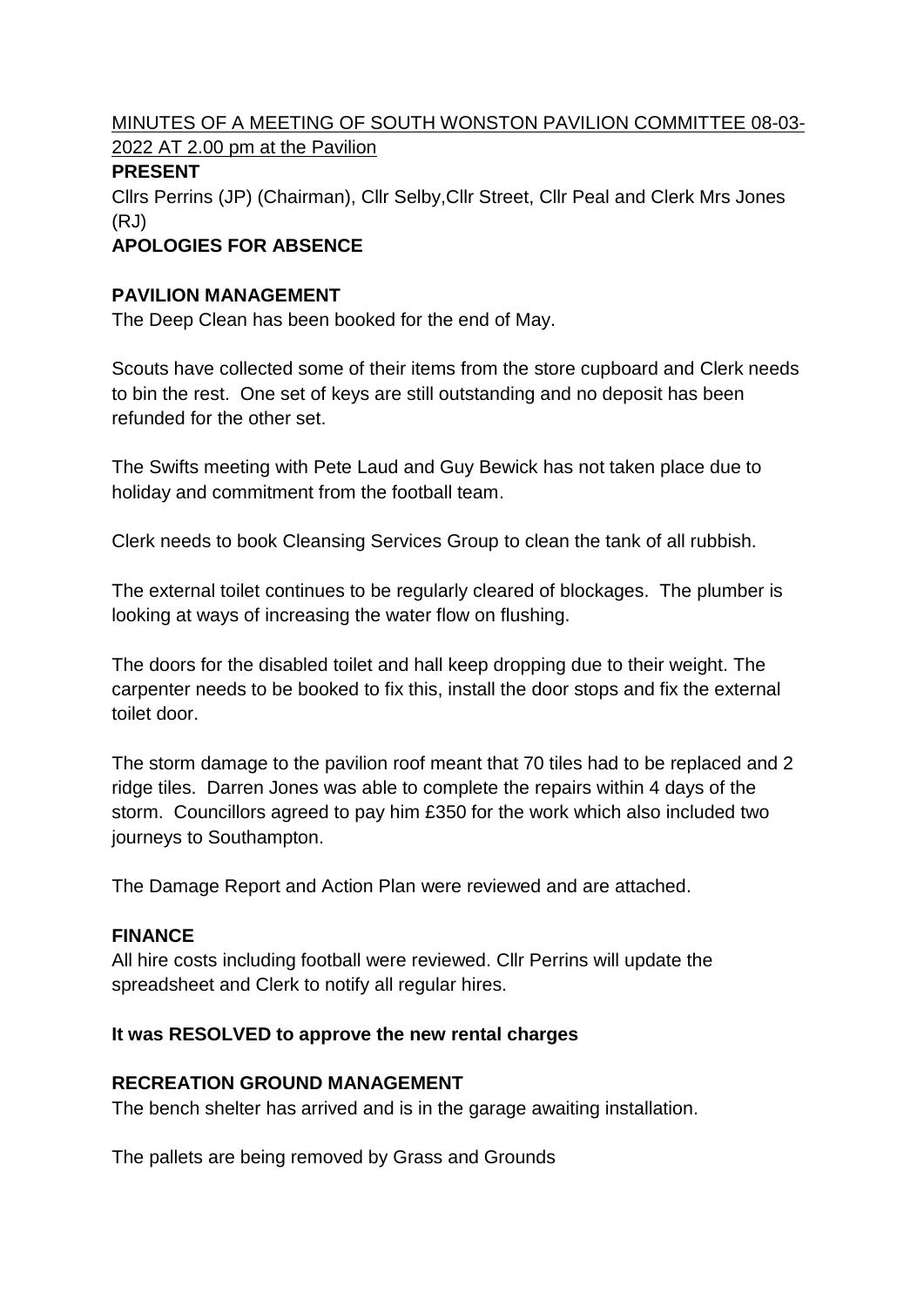MINUTES OF A MEETING OF SOUTH WONSTON PAVILION COMMITTEE 08-03-2022 AT 2.00 pm at the Pavilion

**PRESENT**

Cllrs Perrins (JP) (Chairman), Cllr Selby,Cllr Street, Cllr Peal and Clerk Mrs Jones (RJ)

**APOLOGIES FOR ABSENCE**

**PAVILION MANAGEMENT**

The Deep Clean has been booked for the end of May.

Scouts have collected some of their items from the store cupboard and Clerk needs to bin the rest. One set of keys are still outstanding and no deposit has been refunded for the other set.

The Swifts meeting with Pete Laud and Guy Bewick has not taken place due to holiday and commitment from the football team.

Clerk needs to book Cleansing Services Group to clean the tank of all rubbish.

The external toilet continues to be regularly cleared of blockages. The plumber is looking at ways of increasing the water flow on flushing.

The doors for the disabled toilet and hall keep dropping due to their weight. The carpenter needs to be booked to fix this, install the door stops and fix the external toilet door.

The storm damage to the pavilion roof meant that 70 tiles had to be replaced and 2 ridge tiles. Darren Jones was able to complete the repairs within 4 days of the storm. Councillors agreed to pay him £350 for the work which also included two journeys to Southampton.

The Damage Report and Action Plan were reviewed and are attached.

**FINANCE**

All hire costs including football were reviewed. Cllr Perrins will update the spreadsheet and Clerk to notify all regular hires.

**It was RESOLVED to approve the new rental charges**

**RECREATION GROUND MANAGEMENT**

The bench shelter has arrived and is in the garage awaiting installation.

The pallets are being removed by Grass and Grounds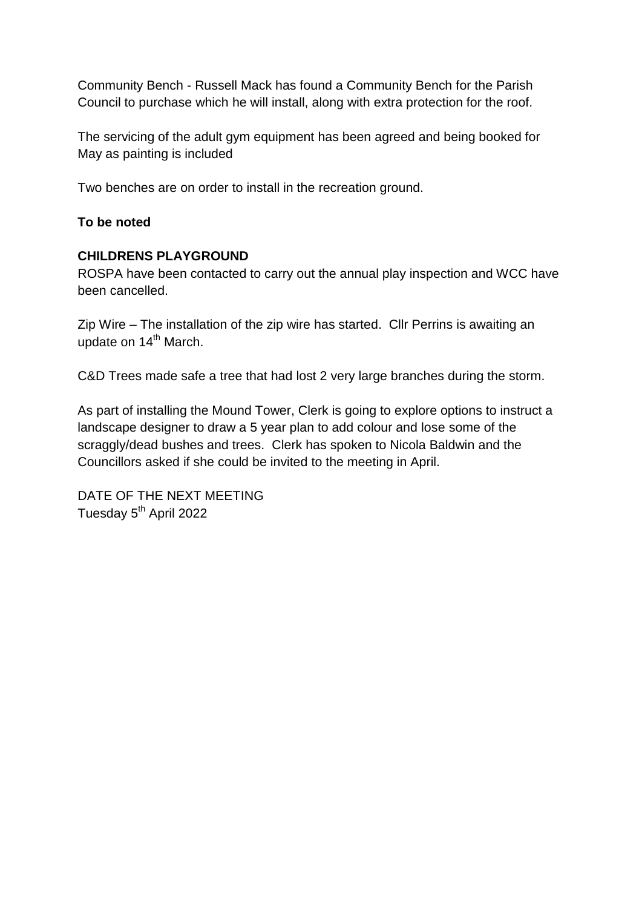Community Bench - Russell Mack has found a Community Bench for the Parish Council to purchase which he will install, along with extra protection for the roof.

The servicing of the adult gym equipment has been agreed and being booked for May as painting is included

Two benches are on order to install in the recreation ground.

**To be noted**

**CHILDRENS PLAYGROUND**

ROSPA have been contacted to carry out the annual play inspection and WCC have been cancelled.

Zip Wire – The installation of the zip wire has started. Cllr Perrins is awaiting an update on 14th March.

C&D Trees made safe a tree that had lost 2 very large branches during the storm.

As part of installing the Mound Tower, Clerk is going to explore options to instruct a landscape designer to draw a 5 year plan to add colour and lose some of the scraggly/dead bushes and trees. Clerk has spoken to Nicola Baldwin and the Councillors asked if she could be invited to the meeting in April.

DATE OF THE NEXT MEETING

Tuesday 5th April 2022